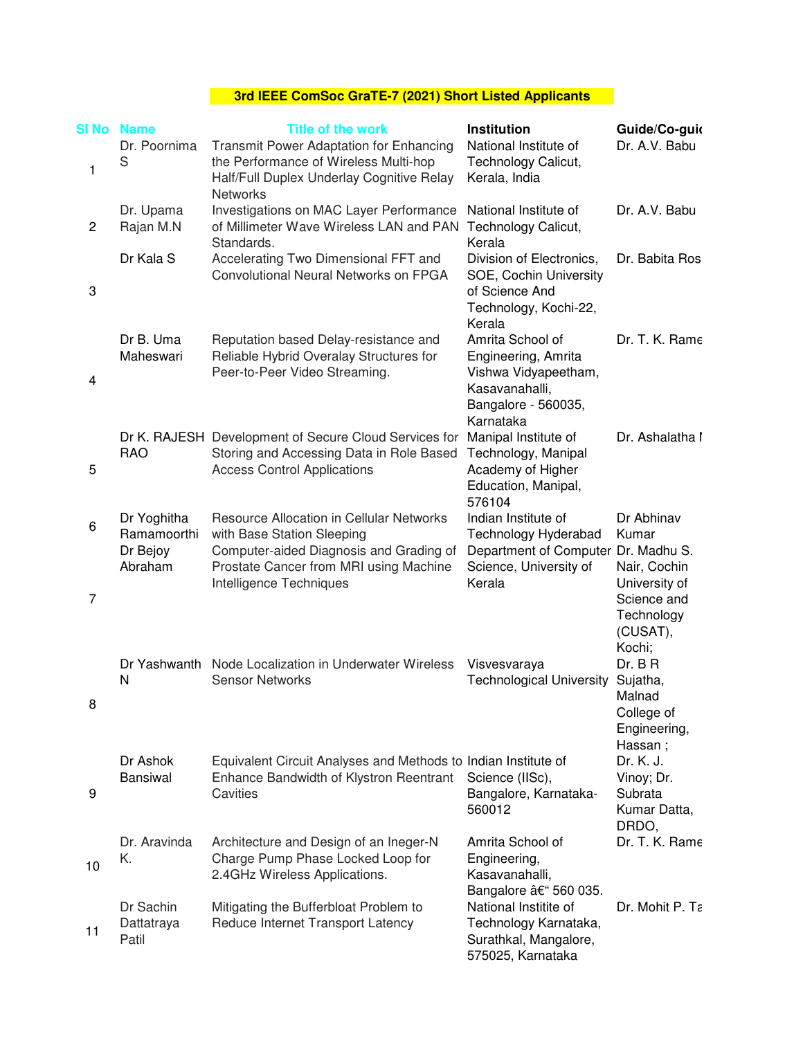# 3rd IEEE ComSoc GraTE-7 (2021) Short Listed Applicants

| Sl No | Name | Title of the work | Institution | Guide/Co-guid |
|---|---|---|---|---|
| 1 | Dr. Poornima S | Transmit Power Adaptation for Enhancing the Performance of Wireless Multi-hop Half/Full Duplex Underlay Cognitive Relay Networks | National Institute of Technology Calicut, Kerala, India | Dr. A.V. Babu |
| 2 | Dr. Upama Rajan M.N | Investigations on MAC Layer Performance of Millimeter Wave Wireless LAN and PAN Standards. | National Institute of Technology Calicut, Kerala | Dr. A.V. Babu |
| 3 | Dr Kala S | Accelerating Two Dimensional FFT and Convolutional Neural Networks on FPGA | Division of Electronics, SOE, Cochin University of Science And Technology, Kochi-22, Kerala | Dr. Babita Ros |
| 4 | Dr B. Uma Maheswari | Reputation based Delay-resistance and Reliable Hybrid Overalay Structures for Peer-to-Peer Video Streaming. | Amrita School of Engineering, Amrita Vishwa Vidyapeetham, Kasavanahalli, Bangalore - 560035, Karnataka | Dr. T. K. Rame |
| 5 | Dr K. RAJESH RAO | Development of Secure Cloud Services for Storing and Accessing Data in Role Based Access Control Applications | Manipal Institute of Technology, Manipal Academy of Higher Education, Manipal, 576104 | Dr. Ashalatha I |
| 6 | Dr Yoghitha Ramamoorthi | Resource Allocation in Cellular Networks with Base Station Sleeping | Indian Institute of Technology Hyderabad | Dr Abhinav Kumar |
| 7 | Dr Bejoy Abraham | Computer-aided Diagnosis and Grading of Prostate Cancer from MRI using Machine Intelligence Techniques | Department of Computer Science, University of Kerala | Dr. Madhu S. Nair, Cochin University of Science and Technology (CUSAT), Kochi; |
| 8 | Dr Yashwanth N | Node Localization in Underwater Wireless Sensor Networks | Visvesvaraya Technological University | Dr. B R Sujatha, Malnad College of Engineering, Hassan ; |
| 9 | Dr Ashok Bansiwal | Equivalent Circuit Analyses and Methods to Enhance Bandwidth of Klystron Reentrant Cavities | Indian Institute of Science (IISc), Bangalore, Karnataka-560012 | Dr. K. J. Vinoy; Dr. Subrata Kumar Datta, DRDO, |
| 10 | Dr. Aravinda K. | Architecture and Design of an Ineger-N Charge Pump Phase Locked Loop for 2.4GHz Wireless Applications. | Amrita School of Engineering, Kasavanahalli, Bangalore â€“ 560 035. | Dr. T. K. Rame |
| 11 | Dr Sachin Dattatraya Patil | Mitigating the Bufferbloat Problem to Reduce Internet Transport Latency | National Institite of Technology Karnataka, Surathkal, Mangalore, 575025, Karnataka | Dr. Mohit P. Ta |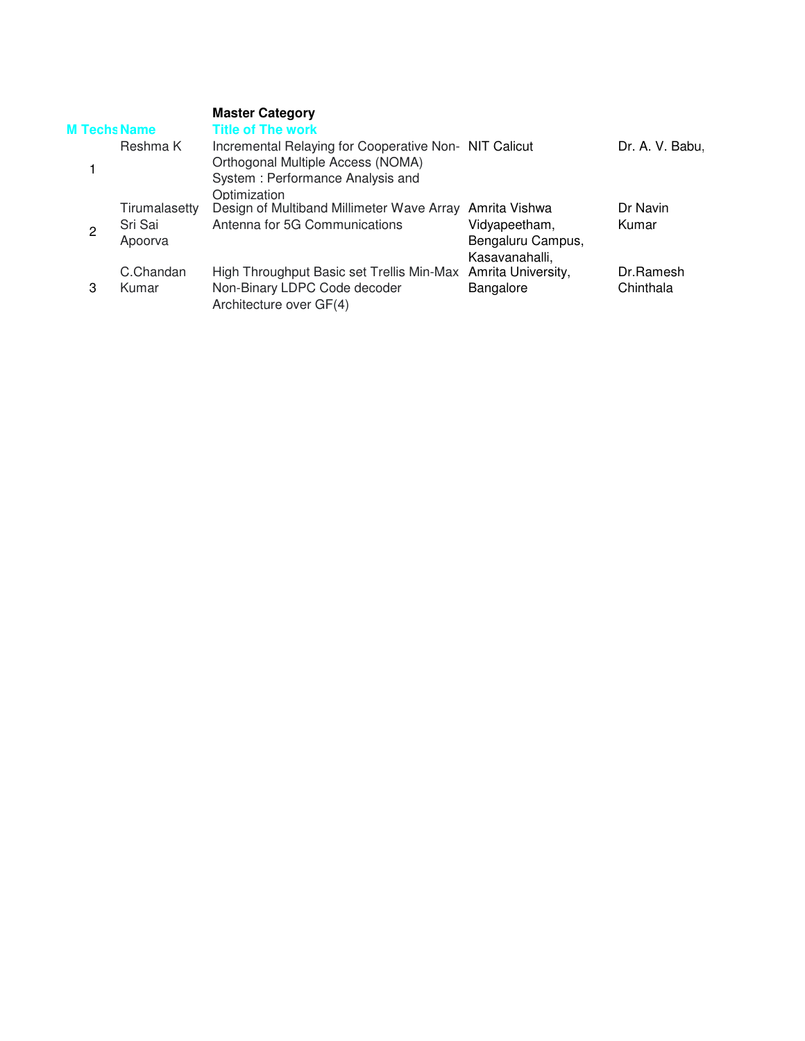| M Techs | Name | Master Category<br>Title of The work | | |
|---|---|---|---|---|
| 1 | Reshma K | Incremental Relaying for Cooperative Non-Orthogonal Multiple Access (NOMA) System : Performance Analysis and Optimization | NIT Calicut | Dr. A. V. Babu, |
| 2 | Tirumalasetty Sri Sai Apoorva | Design of Multiband Millimeter Wave Array Antenna for 5G Communications | Amrita Vishwa Vidyapeetham, Bengaluru Campus, Kasavanahalli, | Dr Navin Kumar |
| 3 | C.Chandan Kumar | High Throughput Basic set Trellis Min-Max Non-Binary LDPC Code decoder Architecture over GF(4) | Amrita University, Bangalore | Dr.Ramesh Chinthala |